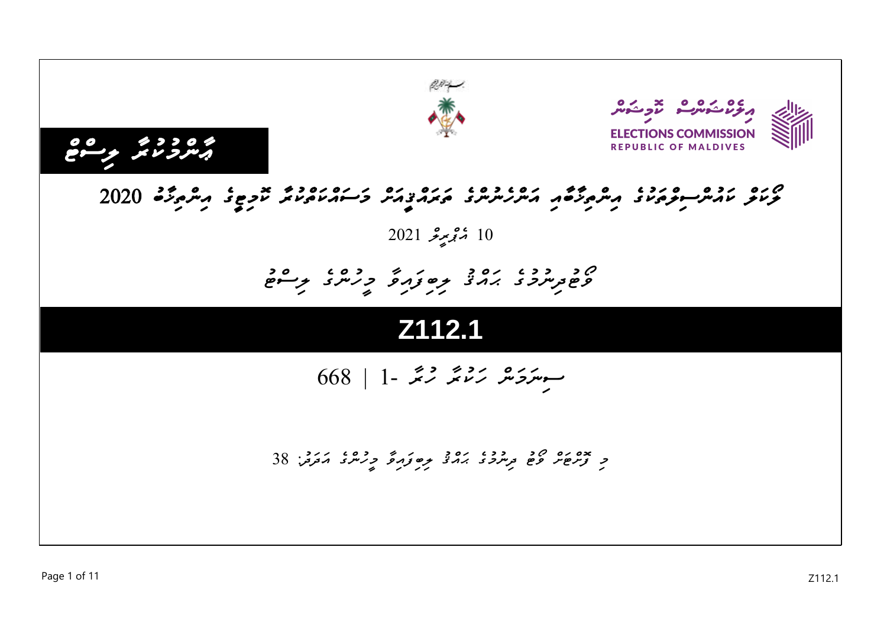# ޢާންމުކުރާ ލިސްޓް

ލޯކަލް ކައުންސިލްތަކުގެ އިންތިޚާބާއި އަންހެނުންގެ ތަރައްޤީއަށް މަސައްކަތްކުރާ ކޮމިޓީގެ އިންތިޚާބު 2020

10 އޭޕްރިލް 2021

ވޯޓުދިނުމުގެ ހައްޤު ލިބިފައިވާ މީހުންގެ ލިސްޓު

# Z112.1

ސިނަމަލެ ހަކުރާ ހުރާ -1 | 668

މި ޒޯނުބަން ވޯޓު ދިނުމުގެ ހައްޤު ލިބިފައިވާ މީހުންގެ އަދަދު: 38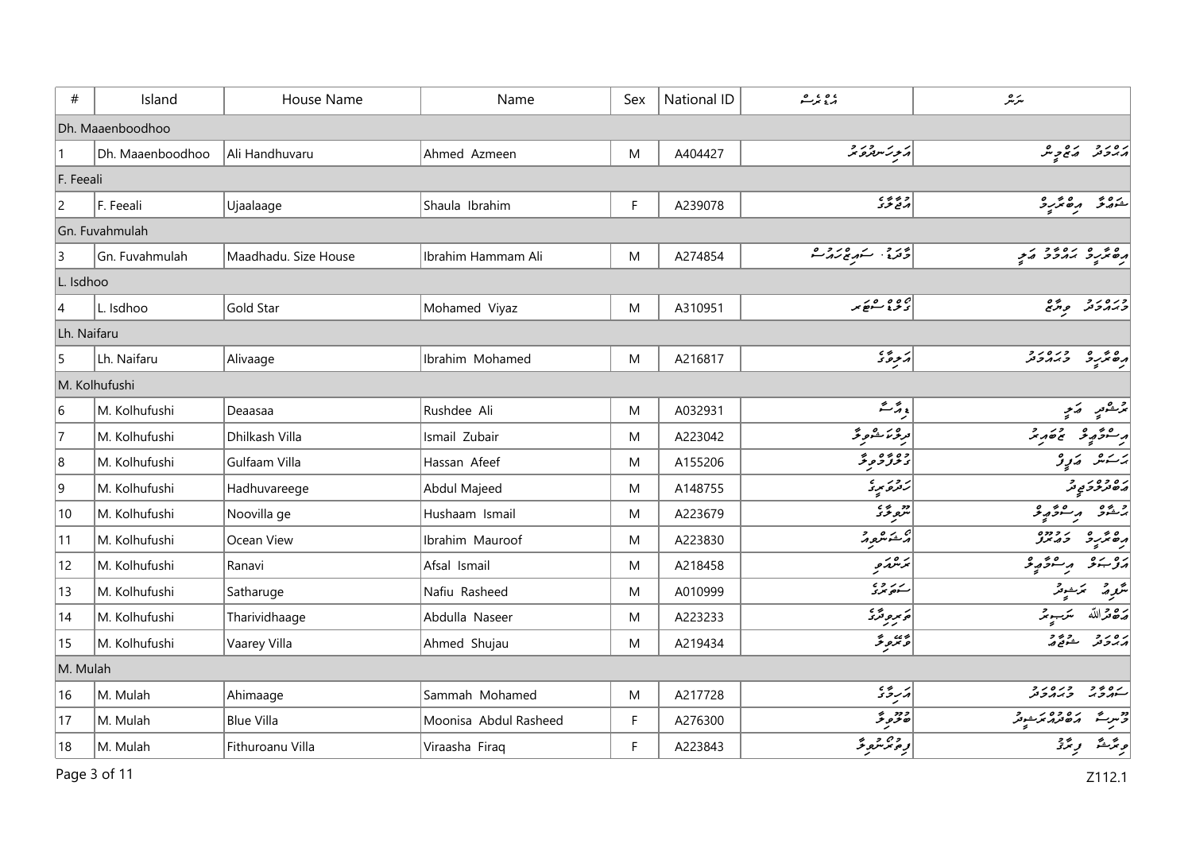| # | Island | House Name | Name | Sex | National ID | ދެއްގެ ނަން | ނަން |
|---|---|---|---|---|---|---|---|
| Dh. Maaenboodhoo | | | | | | | |
| 1 | Dh. Maaenboodhoo | Ali Handhuvaru | Ahmed Azmeen | M | A404427 | އަލިހަނދުވަރު | އަޙްމަދު އަޒްމީން |
| F. Feeali | | | | | | | |
| 2 | F. Feeali | Ujaalaage | Shaula Ibrahim | F | A239078 | އުޖާލާގެ | ޝަޢުލާ އިބްރާހީމް |
| Gn. Fuvahmulah | | | | | | | |
| 3 | Gn. Fuvahmulah | Maadhadu. Size House | Ibrahim Hammam Ali | M | A274854 | މާދަދު. ސައިޒްހައުސް | އިބްރާހީމް ހައްމާމް އަލި |
| L. Isdhoo | | | | | | | |
| 4 | L. Isdhoo | Gold Star | Mohamed Viyaz | M | A310951 | ގޯލްޑްސްޓާރ | މުޙައްމަދު ވިޔާޒް |
| Lh. Naifaru | | | | | | | |
| 5 | Lh. Naifaru | Alivaage | Ibrahim Mohamed | M | A216817 | އަލިވާގެ | އިބްރާހީމް މުޙައްމަދު |
| M. Kolhufushi | | | | | | | |
| 6 | M. Kolhufushi | Deaasaa | Rushdee Ali | M | A032931 | ޑިއާސާ | ރުޝްދީ އަލި |
| 7 | M. Kolhufushi | Dhilkash Villa | Ismail Zubair | M | A223042 | ދިލްކަޝްވިލާ | އިސްމާޢީލް ޒުބައިރު |
| 8 | M. Kolhufushi | Gulfaam Villa | Hassan Afeef | M | A155206 | ގުލްފާމްވިލާ | ހަސަން އަފީފް |
| 9 | M. Kolhufushi | Hadhuvareege | Abdul Majeed | M | A148755 | ހަދުވަރީގެ | އަބްދުލްމަޖީދު |
| 10 | M. Kolhufushi | Noovilla ge | Hushaam Ismail | M | A223679 | ނޫވިލާގެ | ހުޝާމް އިސްމާޢީލް |
| 11 | M. Kolhufushi | Ocean View | Ibrahim Mauroof | M | A223830 | އޯޝަންވިއު | އިބްރާހީމް މައުރޫފް |
| 12 | M. Kolhufushi | Ranavi | Afsal Ismail | M | A218458 | ރަނަވި | އަފްސަލް އިސްމާޢީލް |
| 13 | M. Kolhufushi | Satharuge | Nafiu Rasheed | M | A010999 | ސަތަރުގެ | ނާފިޢު ރަޝީދު |
| 14 | M. Kolhufushi | Tharividhaage | Abdulla Naseer | M | A223233 | ތަރިވިދާގެ | އަބްދުﷲ ނަސީރު |
| 15 | M. Kolhufushi | Vaarey Villa | Ahmed Shujau | M | A219434 |ވާރޭވިލާ | އަޙްމަދު ޝުޖާޢު |
| M. Mulah | | | | | | | |
| 16 | M. Mulah | Ahimaage | Sammah Mohamed | M | A217728 | އަހިމާގެ | ސައްމާޙު މުޙައްމަދު |
| 17 | M. Mulah | Blue Villa | Moonisa Abdul Rasheed | F | A276300 | ބްލޫވިލާ | މޫނިސާ އަބްދުއްރަޝީދު |
| 18 | M. Mulah | Fithuroanu Villa | Viraasha Firaq | F | A223843 | ފިތުރޯނުވިލާ | ވިރާޝާ ފިރާޤު |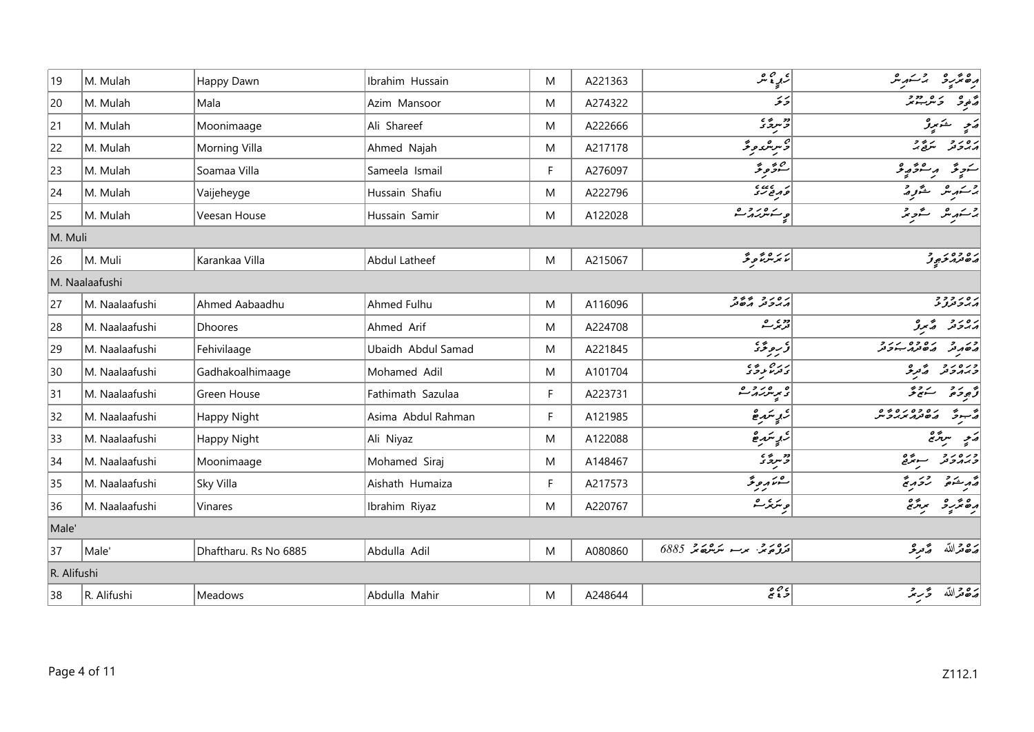| 19 | M. Mulah | Happy Dawn | Ibrahim Hussain | M | A221363 | ހެޕީ ޑޯން | އިބްރާހީމް ހުސައިން |
|---|---|---|---|---|---|---|---|
| 20 | M. Mulah | Mala | Azim Mansoor | M | A274322 | މަލަ | އާޒިމް މަންސޫރު |
| 21 | M. Mulah | Moonimaage | Ali Shareef | M | A222666 | މޫނިމާގެ | އަލީ ޝަރީފު |
| 22 | M. Mulah | Morning Villa | Ahmed Najah | M | A217178 | މޯނިންގވިލާ | އަޙްމަދު ނަޖާޙު |
| 23 | M. Mulah | Soamaa Villa | Sameela Ismail | F | A276097 | ސޯމާވިލާ | ސަމީލާ އިސްމާޢީލް |
| 24 | M. Mulah | Vaijeheyge | Hussain Shafiu | M | A222796 | ވައިޖެހޭގެ | ހުސައިން ޝާފިއު |
| 25 | M. Mulah | Veesan House | Hussain Samir | M | A122028 | ވީސަންހައުސް | ހުސައިން ސާމިރު |
| M. Muli | | | | | | | |
| 26 | M. Muli | Karankaa Villa | Abdul Latheef | M | A215067 |ކަރަންކާވިލާ | އަބްދުއްލަޠީފު |
| M. Naalaafushi | | | | | | | |
| 27 | M. Naalaafushi | Ahmed Aabaadhu | Ahmed Fulhu | M | A116096 | އަޙްމަދު އާބާދު | އަޙްމަދުފުޅު |
| 28 | M. Naalaafushi | Dhoores | Ahmed Arif | M | A224708 | ދޫރެސް | އަޙްމަދު އާރިފު |
| 29 | M. Naalaafushi | Fehivilaage | Ubaidh Abdul Samad | M | A221845 | ފެހިވިލާގެ | ޢުބައިދު އަބްދުއްސަމަދު |
| 30 | M. Naalaafushi | Gadhakoalhimaage | Mohamed Adil | M | A101704 | ގަދަކޮޅިމާގެ | މުޙައްމަދު އާދިލް |
| 31 | M. Naalaafushi | Green House | Fathimath Sazulaa | F | A223731 | ގްރީންހައުސް | ފާތިމަތު ސަޒުލާ |
| 32 | M. Naalaafushi | Happy Night | Asima Abdul Rahman | F | A121985 | ހެޕީނައިޓް | އާސިމާ އަބްދުއްރަޙްމާން |
| 33 | M. Naalaafushi | Happy Night | Ali Niyaz | M | A122088 | ހެޕީނައިޓް | އަލީ ނިޔާޒް |
| 34 | M. Naalaafushi | Moonimaage | Mohamed Siraj | M | A148467 | މޫނިމާގެ | މުޙައްމަދު ސިރާޖް |
| 35 | M. Naalaafushi | Sky Villa | Aishath Humaiza | F | A217573 | ސްކައިވިލާ | އާއިޝަތު ހުމައިޒާ |
| 36 | M. Naalaafushi | Vinares | Ibrahim Riyaz | M | A220767 | ވިނަރެސް | އިބްރާހީމް ރިޔާޒް |
| Male' | | | | | | | |
| 37 | Male' | Dhaftharu. Rs No 6885 | Abdulla Adil | M | A080860 | ދަފްތަރު. ރސ ނަންބަރު 6885 | އަބްދުﷲ އާދިލް |
| R. Alifushi | | | | | | | |
| 38 | R. Alifushi | Meadows | Abdulla Mahir | M | A248644 | މެޑޯޒް | އަބްދުﷲ މާހިރު |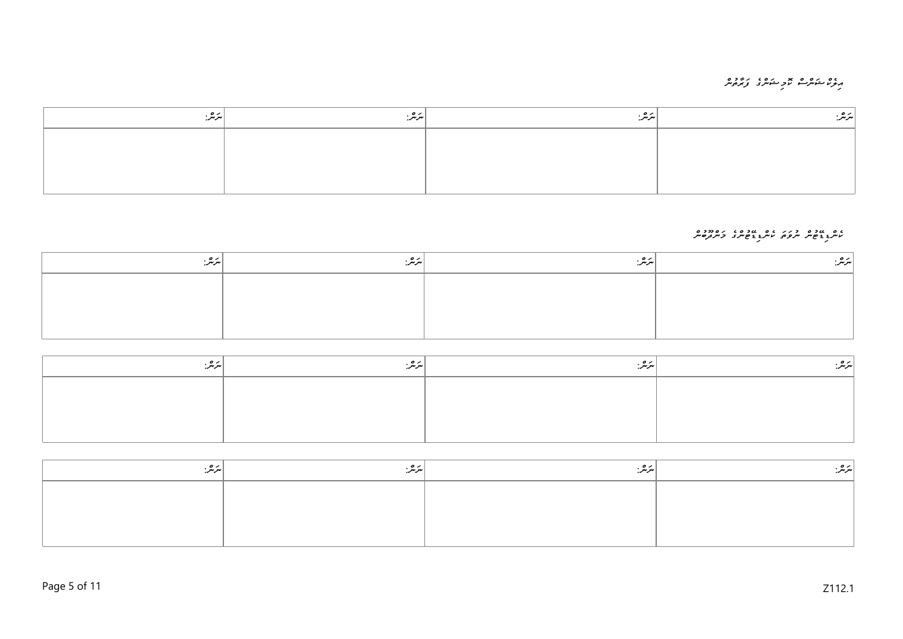# ދިވެހި ބަހުގެ ކުޅިވަރު

| ނަން: | ނަން: | ނަން: | ނަން: |
|---|---|---|---|
| | | | |

## ކުރީގެ ޒަމާނުގެ ދިވެހި ކުޅިވަރު

| ނަން: | ނަން: | ނަން: | ނަން: |
|---|---|---|---|
| | | | |

| ނަން: | ނަން: | ނަން: | ނަން: |
|---|---|---|---|
| | | | |

| ނަން: | ނަން: | ނަން: | ނަން: |
|---|---|---|---|
| | | | |

Z112.1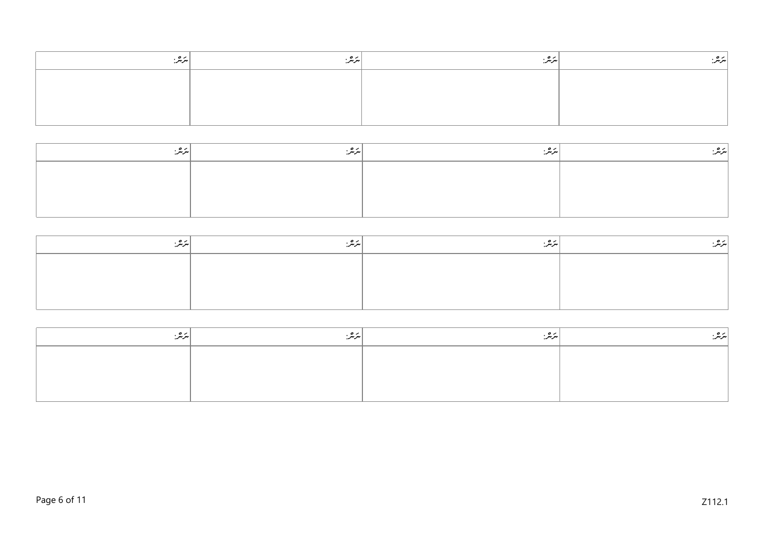| ނަަރު: | ނަަރު: | ނަަރު: | ނަަރު: |
| --- | --- | --- | --- |
| | | | |

| ނަަރު: | ނަަރު: | ނަަރު: | ނަަރު: |
| --- | --- | --- | --- |
| | | | |

| ނަަރު: | ނަަރު: | ނަަރު: | ނަަރު: |
| --- | --- | --- | --- |
| | | | |

| ނަަރު: | ނަަރު: | ނަަރު: | ނަަރު: |
| --- | --- | --- | --- |
| | | | |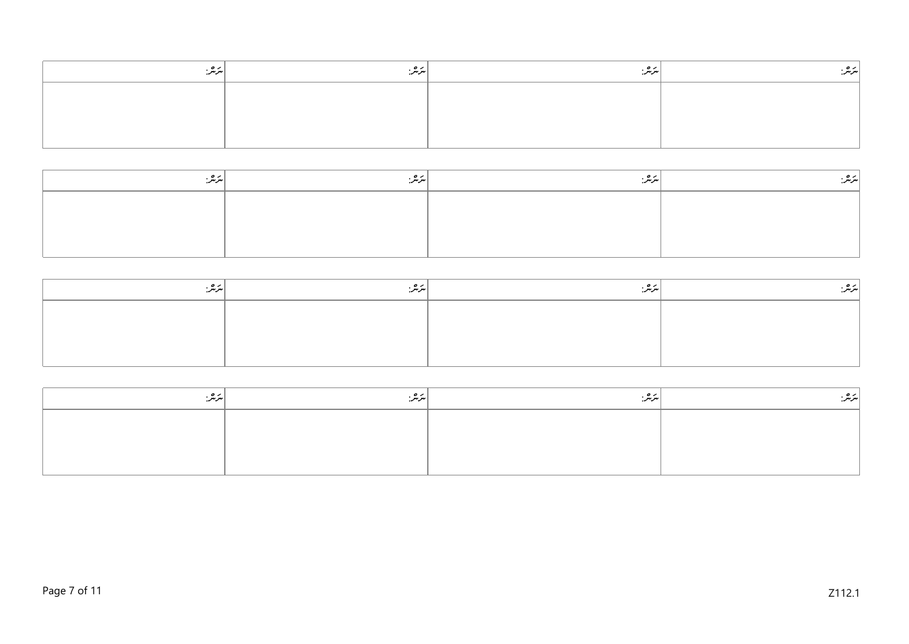| ނަންބަރު: | ނަންބަރު: | ނަންބަރު: | ނަންބަރު: |
| --- | --- | --- | --- |
| | | | |

| ނަންބަރު: | ނަންބަރު: | ނަންބަރު: | ނަންބަރު: |
| --- | --- | --- | --- |
| | | | |

| ނަންބަރު: | ނަންބަރު: | ނަންބަރު: | ނަންބަރު: |
| --- | --- | --- | --- |
| | | | |

| ނަންބަރު: | ނަންބަރު: | ނަންބަރު: | ނަންބަރު: |
| --- | --- | --- | --- |
| | | | |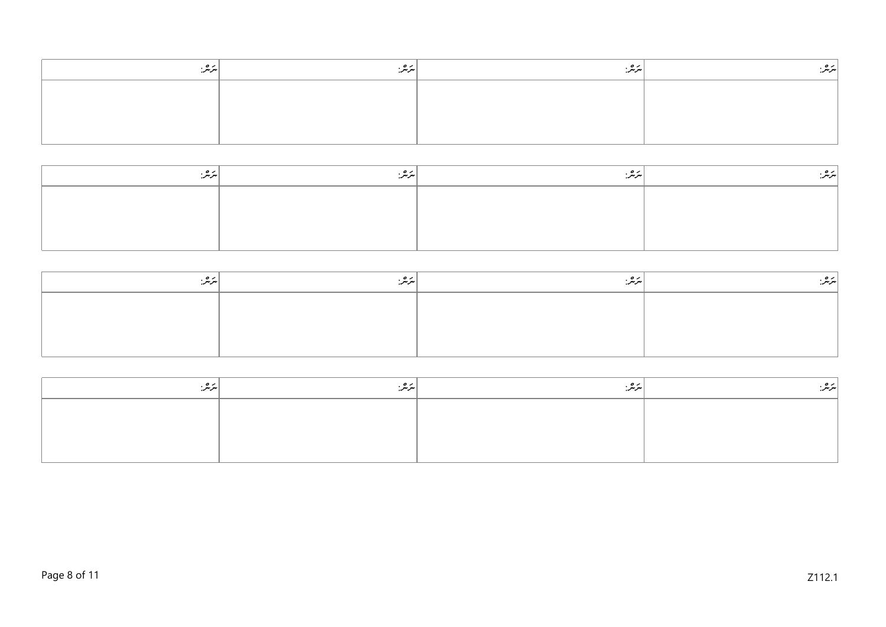| ނަރަނ: | ނަރަނ: | ނަރަނ: | ނަރަނ: |
| --- | --- | --- | --- |
|  |  |  |  |

| ނަރަނ: | ނަރަނ: | ނަރަނ: | ނަރަނ: |
| --- | --- | --- | --- |
|  |  |  |  |

| ނަރަނ: | ނަރަނ: | ނަރަނ: | ނަރަނ: |
| --- | --- | --- | --- |
|  |  |  |  |

| ނަރަނ: | ނަރަނ: | ނަރަނ: | ނަރަނ: |
| --- | --- | --- | --- |
|  |  |  |  |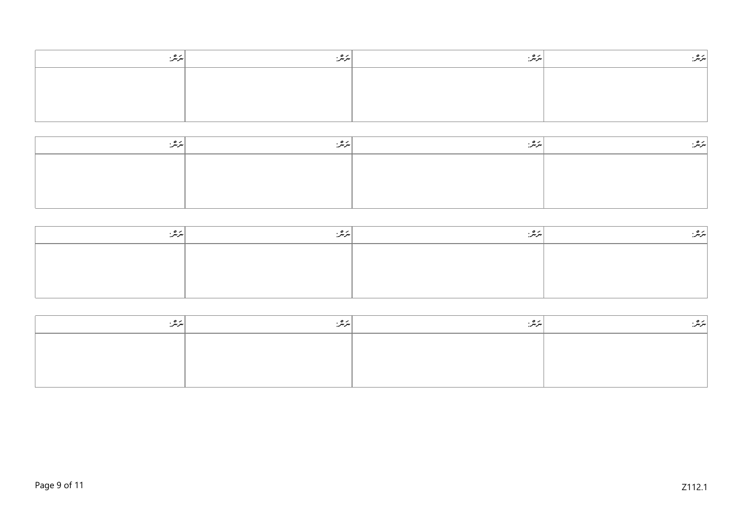| ނަރުނ: | ނަރުނ: | ނަރުނ: | ނަރުނ: |
| --- | --- | --- | --- |
| | | | |

| ނަރުނ: | ނަރުނ: | ނަރުނ: | ނަރުނ: |
| --- | --- | --- | --- |
| | | | |

| ނަރުނ: | ނަރުނ: | ނަރުނ: | ނަރުނ: |
| --- | --- | --- | --- |
| | | | |

| ނަރުނ: | ނަރުނ: | ނަރުނ: | ނަރުނ: |
| --- | --- | --- | --- |
| | | | |

Z112.1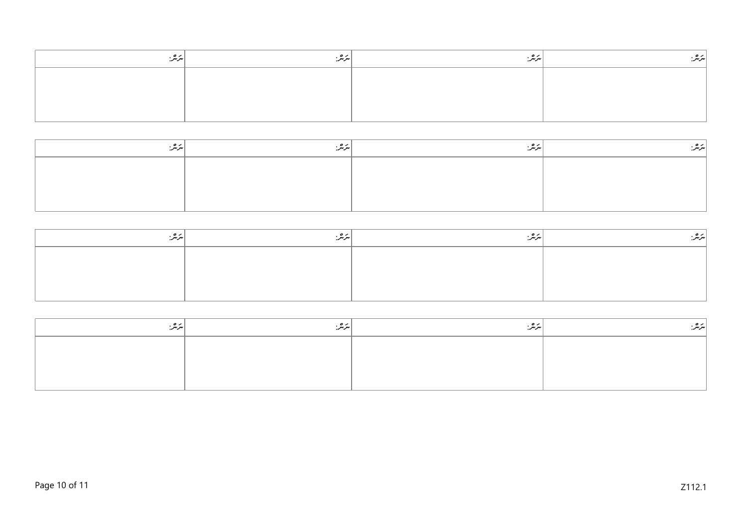| ނަރުދ: | ނަރުދ: | ނަރުދ: | ނަރުދ: |
| --- | --- | --- | --- |
| | | | |

| ނަރުދ: | ނަރުދ: | ނަރުދ: | ނަރުދ: |
| --- | --- | --- | --- |
| | | | |

| ނަރުދ: | ނަރުދ: | ނަރުދ: | ނަރުދ: |
| --- | --- | --- | --- |
| | | | |

| ނަރުދ: | ނަރުދ: | ނަރުދ: | ނަރުދ: |
| --- | --- | --- | --- |
| | | | |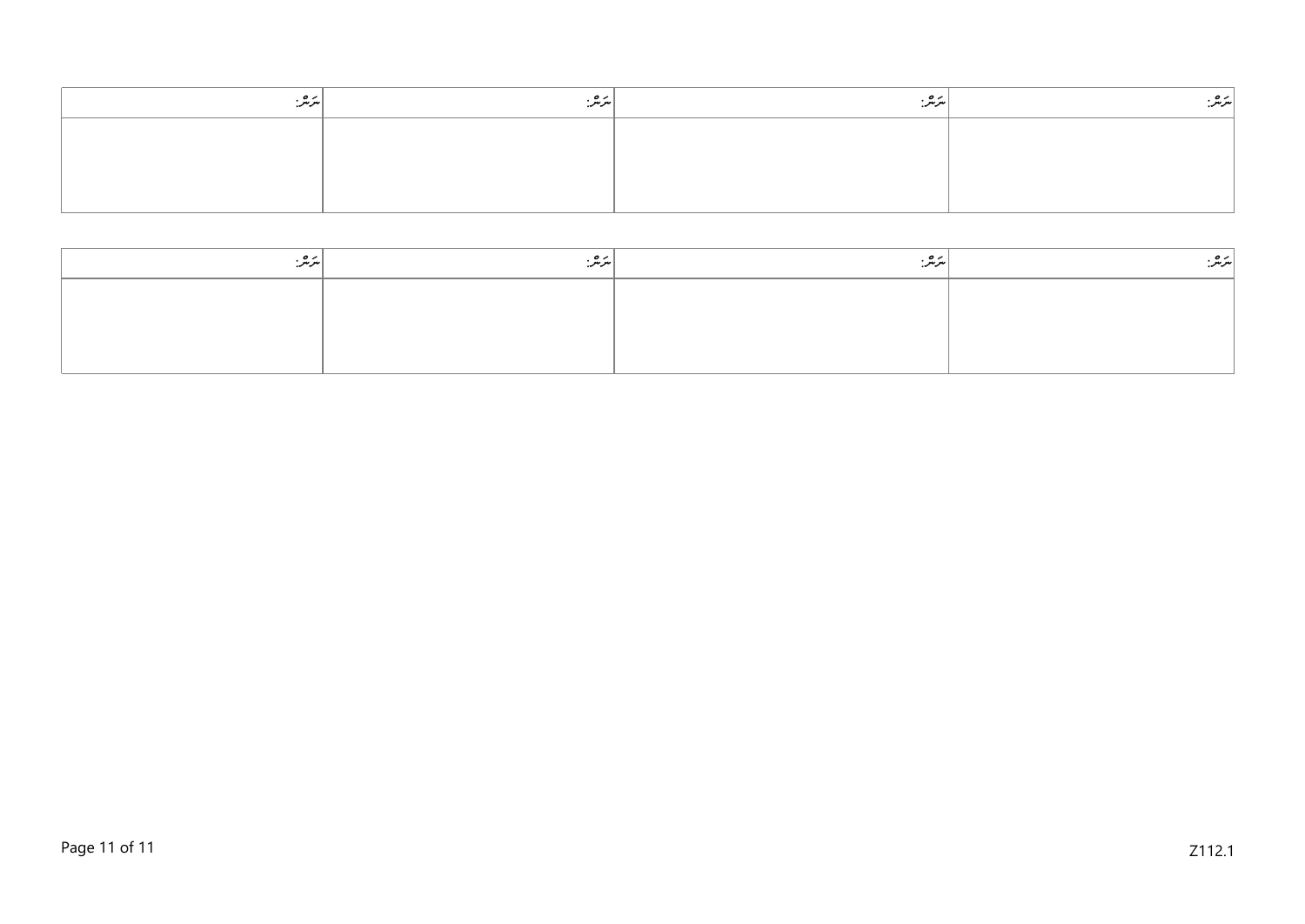| ނަރުނ: | ނަރުނ: | ނަރުނ: | ނަރުނ: |
| --- | --- | --- | --- |
| | | | |

| ނަރުނ: | ނަރުނ: | ނަރުނ: | ނަރުނ: |
| --- | --- | --- | --- |
| | | | |

Z112.1